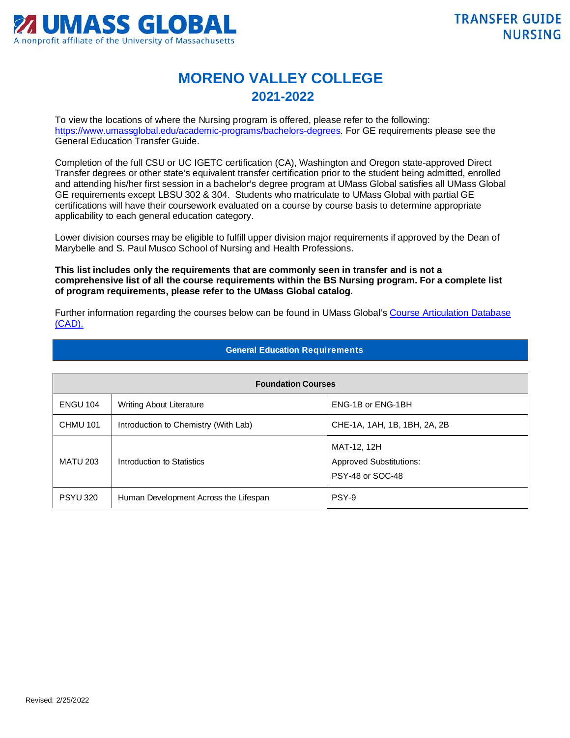UMASS GLOBAL
A nonprofit affiliate of the University of Massachusetts

TRANSFER GUIDE
NURSING

# MORENO VALLEY COLLEGE
## 2021-2022

To view the locations of where the Nursing program is offered, please refer to the following: https://www.umassglobal.edu/academic-programs/bachelors-degrees. For GE requirements please see the General Education Transfer Guide.

Completion of the full CSU or UC IGETC certification (CA), Washington and Oregon state-approved Direct Transfer degrees or other state's equivalent transfer certification prior to the student being admitted, enrolled and attending his/her first session in a bachelor's degree program at UMass Global satisfies all UMass Global GE requirements except LBSU 302 & 304. Students who matriculate to UMass Global with partial GE certifications will have their coursework evaluated on a course by course basis to determine appropriate applicability to each general education category.

Lower division courses may be eligible to fulfill upper division major requirements if approved by the Dean of Marybelle and S. Paul Musco School of Nursing and Health Professions.

**This list includes only the requirements that are commonly seen in transfer and is not a comprehensive list of all the course requirements within the BS Nursing program. For a complete list of program requirements, please refer to the UMass Global catalog.**

Further information regarding the courses below can be found in UMass Global's Course Articulation Database (CAD).

### General Education Requirements

| Foundation Courses | | |
|---|---|---|
| ENGU 104 | Writing About Literature | ENG-1B or ENG-1BH |
| CHMU 101 | Introduction to Chemistry (With Lab) | CHE-1A, 1AH, 1B, 1BH, 2A, 2B |
| MATU 203 | Introduction to Statistics | MAT-12, 12H<br>Approved Substitutions:<br>PSY-48 or SOC-48 |
| PSYU 320 | Human Development Across the Lifespan | PSY-9 |

Revised: 2/25/2022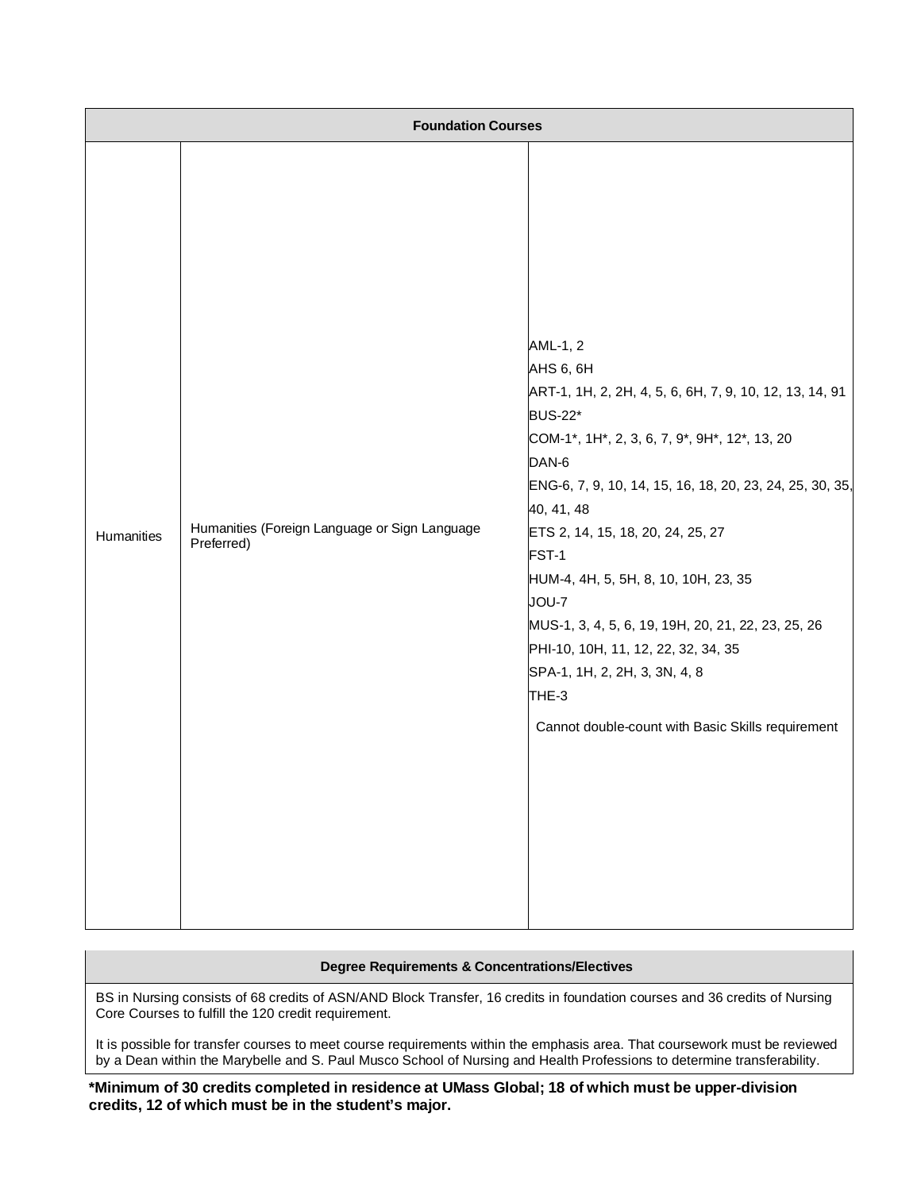| Foundation Courses | | |
|---|---|---|
| Humanities | Humanities (Foreign Language or Sign Language Preferred) | AML-1, 2<br>AHS 6, 6H<br>ART-1, 1H, 2, 2H, 4, 5, 6, 6H, 7, 9, 10, 12, 13, 14, 91<br>BUS-22*<br>COM-1*, 1H*, 2, 3, 6, 7, 9*, 9H*, 12*, 13, 20<br>DAN-6<br>ENG-6, 7, 9, 10, 14, 15, 16, 18, 20, 23, 24, 25, 30, 35, 40, 41, 48<br>ETS 2, 14, 15, 18, 20, 24, 25, 27<br>FST-1<br>HUM-4, 4H, 5, 5H, 8, 10, 10H, 23, 35<br>JOU-7<br>MUS-1, 3, 4, 5, 6, 19, 19H, 20, 21, 22, 23, 25, 26<br>PHI-10, 10H, 11, 12, 22, 32, 34, 35<br>SPA-1, 1H, 2, 2H, 3, 3N, 4, 8<br>THE-3<br><br>Cannot double-count with Basic Skills requirement |

| Degree Requirements & Concentrations/Electives |
|---|
| BS in Nursing consists of 68 credits of ASN/AND Block Transfer, 16 credits in foundation courses and 36 credits of Nursing Core Courses to fulfill the 120 credit requirement.<br><br>It is possible for transfer courses to meet course requirements within the emphasis area. That coursework must be reviewed by a Dean within the Marybelle and S. Paul Musco School of Nursing and Health Professions to determine transferability. |

**\*Minimum of 30 credits completed in residence at UMass Global; 18 of which must be upper-division credits, 12 of which must be in the student's major.**